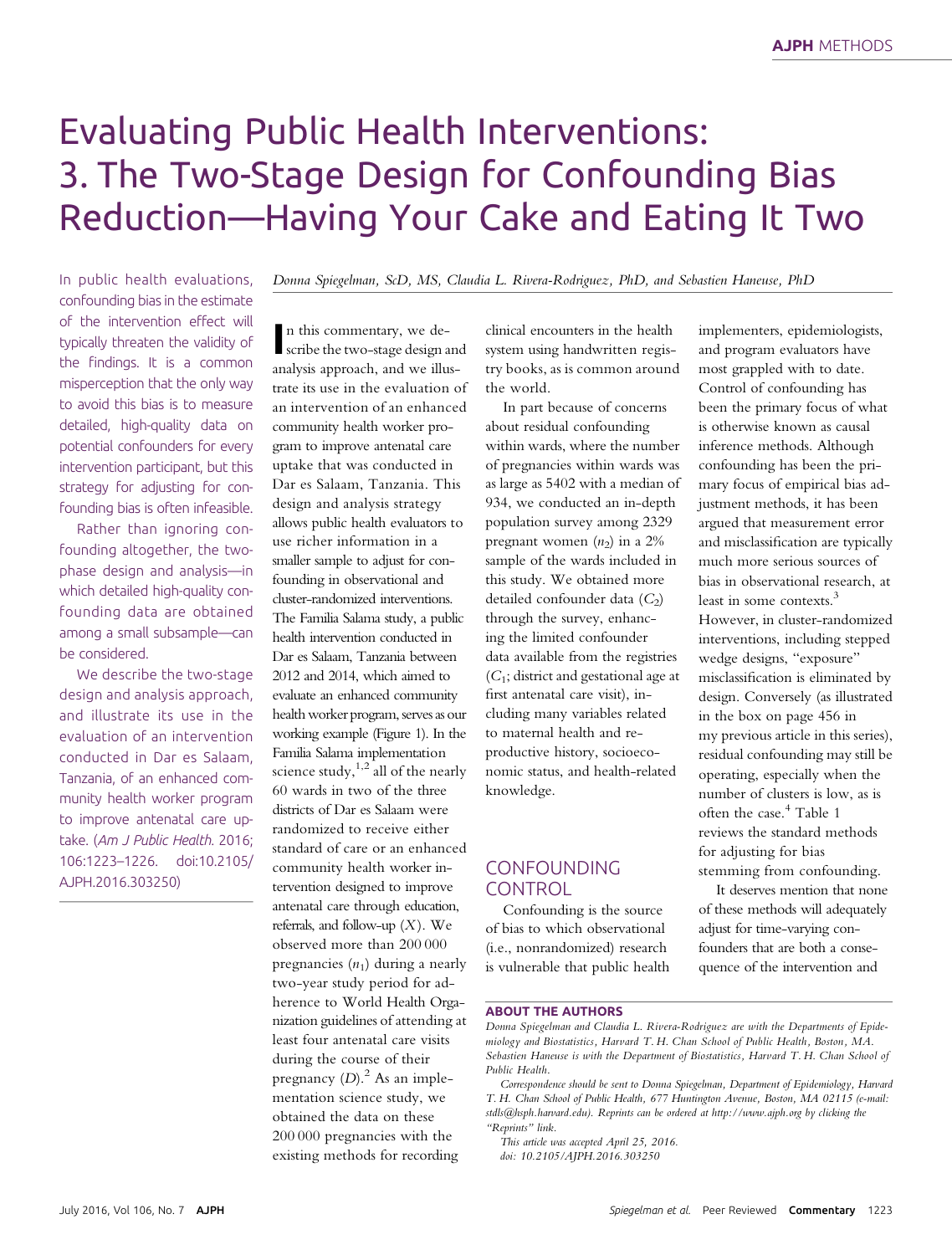# Evaluating Public Health Interventions: 3. The Two-Stage Design for Confounding Bias Reduction—Having Your Cake and Eating It Two

In public health evaluations, confounding bias in the estimate of the intervention effect will typically threaten the validity of the findings. It is a common misperception that the only way to avoid this bias is to measure detailed, high-quality data on potential confounders for every intervention participant, but this strategy for adjusting for confounding bias is often infeasible.

Rather than ignoring confounding altogether, the two-phase design and analysis—in which detailed high-quality confounding data are obtained among a small subsample—can be considered.

We describe the two-stage design and analysis approach, and illustrate its use in the evaluation of an intervention conducted in Dar es Salaam, Tanzania, of an enhanced community health worker program to improve antenatal care uptake. (*Am J Public Health.* 2016; 106:1223–1226. doi:10.2105/AJPH.2016.303250)

*Donna Spiegelman, ScD, MS, Claudia L. Rivera-Rodriguez, PhD, and Sebastien Haneuse, PhD*

In this commentary, we describe the two-stage design and analysis approach, and we illustrate its use in the evaluation of an intervention of an enhanced community health worker program to improve antenatal care uptake that was conducted in Dar es Salaam, Tanzania. This design and analysis strategy allows public health evaluators to use richer information in a smaller sample to adjust for confounding in observational and cluster-randomized interventions. The Familia Salama study, a public health intervention conducted in Dar es Salaam, Tanzania between 2012 and 2014, which aimed to evaluate an enhanced community health worker program, serves as our working example (Figure 1). In the Familia Salama implementation science study,[1,2] all of the nearly 60 wards in two of the three districts of Dar es Salaam were randomized to receive either standard of care or an enhanced community health worker intervention designed to improve antenatal care through education, referrals, and follow-up ($X$). We observed more than 200 000 pregnancies ($n_1$) during a nearly two-year study period for adherence to World Health Organization guidelines of attending at least four antenatal care visits during the course of their pregnancy ($D$).[2] As an implementation science study, we obtained the data on these 200 000 pregnancies with the existing methods for recording clinical encounters in the health system using handwritten registry books, as is common around the world.

In part because of concerns about residual confounding within wards, where the number of pregnancies within wards was as large as 5402 with a median of 934, we conducted an in-depth population survey among 2329 pregnant women ($n_2$) in a 2% sample of the wards included in this study. We obtained more detailed confounder data ($C_2$) through the survey, enhancing the limited confounder data available from the registries ($C_1$; district and gestational age at first antenatal care visit), including many variables related to maternal health and reproductive history, socioeconomic status, and health-related knowledge.

## CONFOUNDING CONTROL

Confounding is the source of bias to which observational (i.e., nonrandomized) research is vulnerable that public health implementers, epidemiologists, and program evaluators have most grappled with to date. Control of confounding has been the primary focus of what is otherwise known as causal inference methods. Although confounding has been the primary focus of empirical bias adjustment methods, it has been argued that measurement error and misclassification are typically much more serious sources of bias in observational research, at least in some contexts.[3] However, in cluster-randomized interventions, including stepped wedge designs, "exposure" misclassification is eliminated by design. Conversely (as illustrated in the box on page 456 in my previous article in this series), residual confounding may still be operating, especially when the number of clusters is low, as is often the case.[4] Table 1 reviews the standard methods for adjusting for bias stemming from confounding.

It deserves mention that none of these methods will adequately adjust for time-varying confounders that are both a consequence of the intervention and

**ABOUT THE AUTHORS**

*Donna Spiegelman and Claudia L. Rivera-Rodriguez are with the Departments of Epidemiology and Biostatistics, Harvard T. H. Chan School of Public Health, Boston, MA. Sebastien Haneuse is with the Department of Biostatistics, Harvard T. H. Chan School of Public Health.*

*Correspondence should be sent to Donna Spiegelman, Department of Epidemiology, Harvard T. H. Chan School of Public Health, 677 Huntington Avenue, Boston, MA 02115 (e-mail: stdls@hsph.harvard.edu). Reprints can be ordered at http://www.ajph.org by clicking the "Reprints" link.*

*This article was accepted April 25, 2016.*

*doi: 10.2105/AJPH.2016.303250*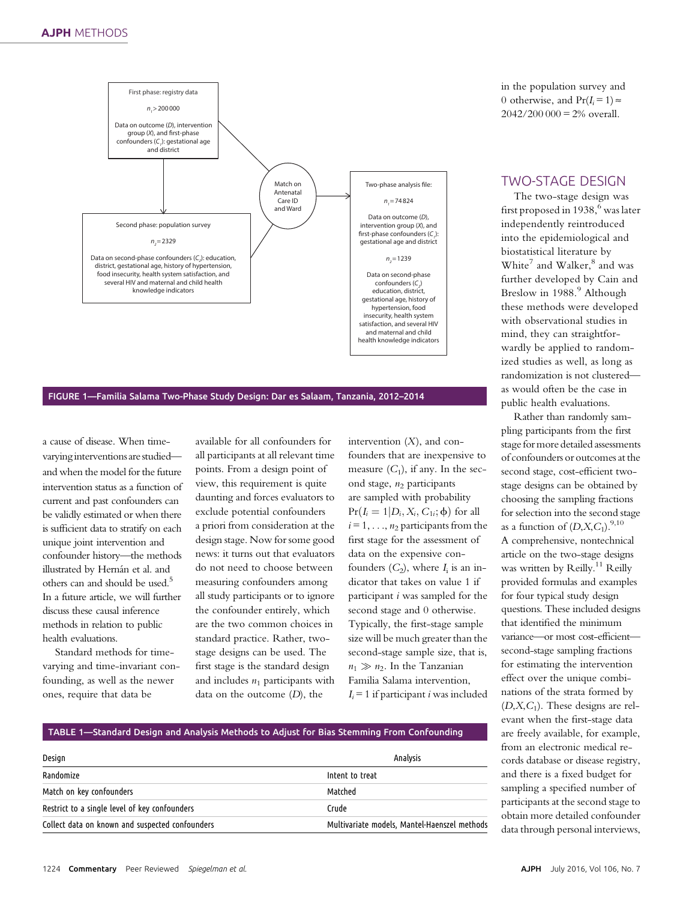First phase: registry data

$n_1 > 200\,000$

Data on outcome ($D$), intervention group ($X$), and first-phase confounders ($C_1$): gestational age and district

Second phase: population survey

$n_2 = 2329$

Data on second-phase confounders ($C_2$): education, district, gestational age, history of hypertension, food insecurity, health system satisfaction, and several HIV and maternal and child health knowledge indicators

Match on Antenatal Care ID and Ward

Two-phase analysis file:

$n_1 = 74\,824$

Data on outcome ($D$), intervention group ($X$), and first-phase confounders ($C_1$): gestational age and district

$n_2 = 1239$

Data on second-phase confounders ($C_2$) education, district, gestational age, history of hypertension, food insecurity, health system satisfaction, and several HIV and maternal and child health knowledge indicators

FIGURE 1—Familia Salama Two-Phase Study Design: Dar es Salaam, Tanzania, 2012–2014

a cause of disease. When time-varying interventions are studied—and when the model for the future intervention status as a function of current and past confounders can be validly estimated or when there is sufficient data to stratify on each unique joint intervention and confounder history—the methods illustrated by Hernán et al. and others can and should be used.[5] In a future article, we will further discuss these causal inference methods in relation to public health evaluations.

Standard methods for time-varying and time-invariant confounding, as well as the newer ones, require that data be available for all confounders for all participants at all relevant time points. From a design point of view, this requirement is quite daunting and forces evaluators to exclude potential confounders a priori from consideration at the design stage. Now for some good news: it turns out that evaluators do not need to choose between measuring confounders among all study participants or to ignore the confounder entirely, which are the two common choices in standard practice. Rather, two-stage designs can be used. The first stage is the standard design and includes $n_1$ participants with data on the outcome ($D$), the intervention ($X$), and confounders that are inexpensive to measure ($C_1$), if any. In the second stage, $n_2$ participants are sampled with probability $\Pr(I_i = 1|D_i, X_i, C_{1i}; \phi)$ for all $i = 1, \ldots, n_2$ participants from the first stage for the assessment of data on the expensive confounders ($C_2$), where $I_i$ is an indicator that takes on value 1 if participant $i$ was sampled for the second stage and 0 otherwise. Typically, the first-stage sample size will be much greater than the second-stage sample size, that is, $n_1 \gg n_2$. In the Tanzanian Familia Salama intervention, $I_i = 1$ if participant $i$ was included in the population survey and 0 otherwise, and $\Pr(I_i = 1) \approx 2042/200\,000 = 2\%$ overall.

TABLE 1—Standard Design and Analysis Methods to Adjust for Bias Stemming From Confounding

| Design | Analysis |
|---|---|
| Randomize | Intent to treat |
| Match on key confounders | Matched |
| Restrict to a single level of key confounders | Crude |
| Collect data on known and suspected confounders | Multivariate models, Mantel-Haenszel methods |

## TWO-STAGE DESIGN

The two-stage design was first proposed in 1938,[6] was later independently reintroduced into the epidemiological and biostatistical literature by White[7] and Walker,[8] and was further developed by Cain and Breslow in 1988.[9] Although these methods were developed with observational studies in mind, they can straightforwardly be applied to randomized studies as well, as long as randomization is not clustered—as would often be the case in public health evaluations.

Rather than randomly sampling participants from the first stage for more detailed assessments of confounders or outcomes at the second stage, cost-efficient two-stage designs can be obtained by choosing the sampling fractions for selection into the second stage as a function of $(D,X,C_1)$.[9,10] A comprehensive, nontechnical article on the two-stage designs was written by Reilly.[11] Reilly provided formulas and examples for four typical study design questions. These included designs that identified the minimum variance—or most cost-efficient—second-stage sampling fractions for estimating the intervention effect over the unique combinations of the strata formed by $(D,X,C_1)$. These designs are relevant when the first-stage data are freely available, for example, from an electronic medical records database or disease registry, and there is a fixed budget for sampling a specified number of participants at the second stage to obtain more detailed confounder data through personal interviews,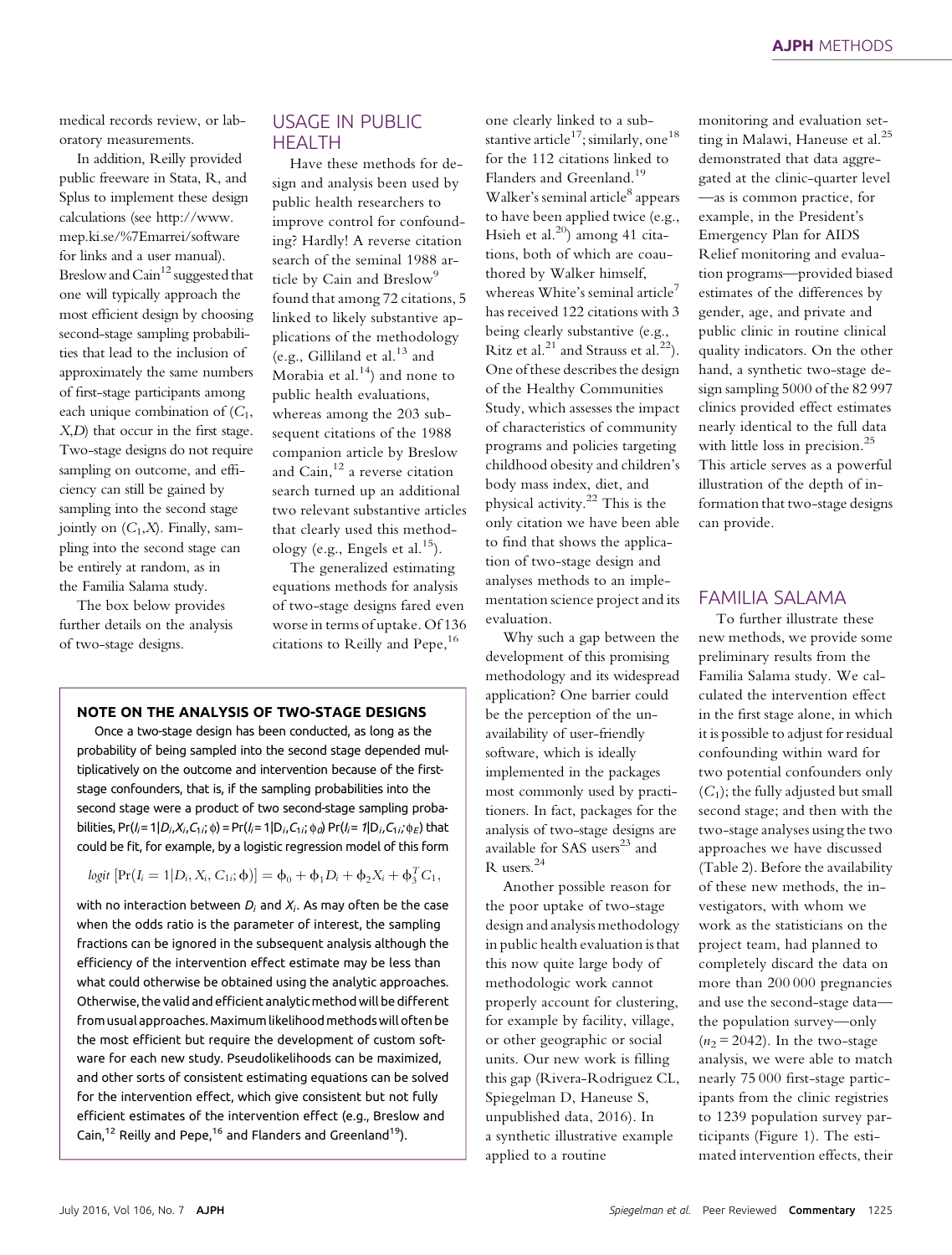medical records review, or laboratory measurements.

In addition, Reilly provided public freeware in Stata, R, and Splus to implement these design calculations (see http://www.mep.ki.se/%7Emarrei/software for links and a user manual). Breslow and Cain[12] suggested that one will typically approach the most efficient design by choosing second-stage sampling probabilities that lead to the inclusion of approximately the same numbers of first-stage participants among each unique combination of ($C_1$, $X$,$D$) that occur in the first stage. Two-stage designs do not require sampling on outcome, and efficiency can still be gained by sampling into the second stage jointly on ($C_1$,$X$). Finally, sampling into the second stage can be entirely at random, as in the Familia Salama study.

The box below provides further details on the analysis of two-stage designs.

> **NOTE ON THE ANALYSIS OF TWO-STAGE DESIGNS**
>
> Once a two-stage design has been conducted, as long as the probability of being sampled into the second stage depended multiplicatively on the outcome and intervention because of the first-stage confounders, that is, if the sampling probabilities into the second stage were a product of two second-stage sampling probabilities, $\Pr(I_i = 1|D_i,X_i,C_{1i};\phi) = \Pr(I_i = 1|D_i,C_{1i};\phi_d)\Pr(I_i = 1|D_i,C_{1i};\phi_E)$ that could be fit, for example, by a logistic regression model of this form
>
> $$logit\ [\Pr(I_i = 1|D_i, X_i, C_{1i}; \phi)] = \phi_0 + \phi_1 D_i + \phi_2 X_i + \phi_3^T C_1,$$
>
> with no interaction between $D_i$ and $X_i$. As may often be the case when the odds ratio is the parameter of interest, the sampling fractions can be ignored in the subsequent analysis although the efficiency of the intervention effect estimate may be less than what could otherwise be obtained using the analytic approaches. Otherwise, the valid and efficient analytic method will be different from usual approaches. Maximum likelihood methods will often be the most efficient but require the development of custom software for each new study. Pseudolikelihoods can be maximized, and other sorts of consistent estimating equations can be solved for the intervention effect, which give consistent but not fully efficient estimates of the intervention effect (e.g., Breslow and Cain,[12] Reilly and Pepe,[16] and Flanders and Greenland[19]).

## USAGE IN PUBLIC HEALTH

Have these methods for design and analysis been used by public health researchers to improve control for confounding? Hardly! A reverse citation search of the seminal 1988 article by Cain and Breslow[9] found that among 72 citations, 5 linked to likely substantive applications of the methodology (e.g., Gilliland et al.[13] and Morabia et al.[14]) and none to public health evaluations, whereas among the 203 subsequent citations of the 1988 companion article by Breslow and Cain,[12] a reverse citation search turned up an additional two relevant substantive articles that clearly used this methodology (e.g., Engels et al.[15]).

The generalized estimating equations methods for analysis of two-stage designs fared even worse in terms of uptake. Of 136 citations to Reilly and Pepe,[16] one clearly linked to a substantive article[17]; similarly, one[18] for the 112 citations linked to Flanders and Greenland.[19] Walker's seminal article[8] appears to have been applied twice (e.g., Hsieh et al.[20]) among 41 citations, both of which are coauthored by Walker himself, whereas White's seminal article[7] has received 122 citations with 3 being clearly substantive (e.g., Ritz et al.[21] and Strauss et al.[22]). One of these describes the design of the Healthy Communities Study, which assesses the impact of characteristics of community programs and policies targeting childhood obesity and children's body mass index, diet, and physical activity.[22] This is the only citation we have been able to find that shows the application of two-stage design and analyses methods to an implementation science project and its evaluation.

Why such a gap between the development of this promising methodology and its widespread application? One barrier could be the perception of the unavailability of user-friendly software, which is ideally implemented in the packages most commonly used by practitioners. In fact, packages for the analysis of two-stage designs are available for SAS users[23] and R users.[24]

Another possible reason for the poor uptake of two-stage design and analysis methodology in public health evaluation is that this now quite large body of methodologic work cannot properly account for clustering, for example by facility, village, or other geographic or social units. Our new work is filling this gap (Rivera-Rodriguez CL, Spiegelman D, Haneuse S, unpublished data, 2016). In a synthetic illustrative example applied to a routine monitoring and evaluation setting in Malawi, Haneuse et al.[25] demonstrated that data aggregated at the clinic-quarter level—as is common practice, for example, in the President's Emergency Plan for AIDS Relief monitoring and evaluation programs—provided biased estimates of the differences by gender, age, and private and public clinic in routine clinical quality indicators. On the other hand, a synthetic two-stage design sampling 5000 of the 82 997 clinics provided effect estimates nearly identical to the full data with little loss in precision.[25] This article serves as a powerful illustration of the depth of information that two-stage designs can provide.

## FAMILIA SALAMA

To further illustrate these new methods, we provide some preliminary results from the Familia Salama study. We calculated the intervention effect in the first stage alone, in which it is possible to adjust for residual confounding within ward for two potential confounders only ($C_1$); the fully adjusted but small second stage; and then with the two-stage analyses using the two approaches we have discussed (Table 2). Before the availability of these new methods, the investigators, with whom we work as the statisticians on the project team, had planned to completely discard the data on more than 200 000 pregnancies and use the second-stage data—the population survey—only ($n_2$ = 2042). In the two-stage analysis, we were able to match nearly 75 000 first-stage participants from the clinic registries to 1239 population survey participants (Figure 1). The estimated intervention effects, their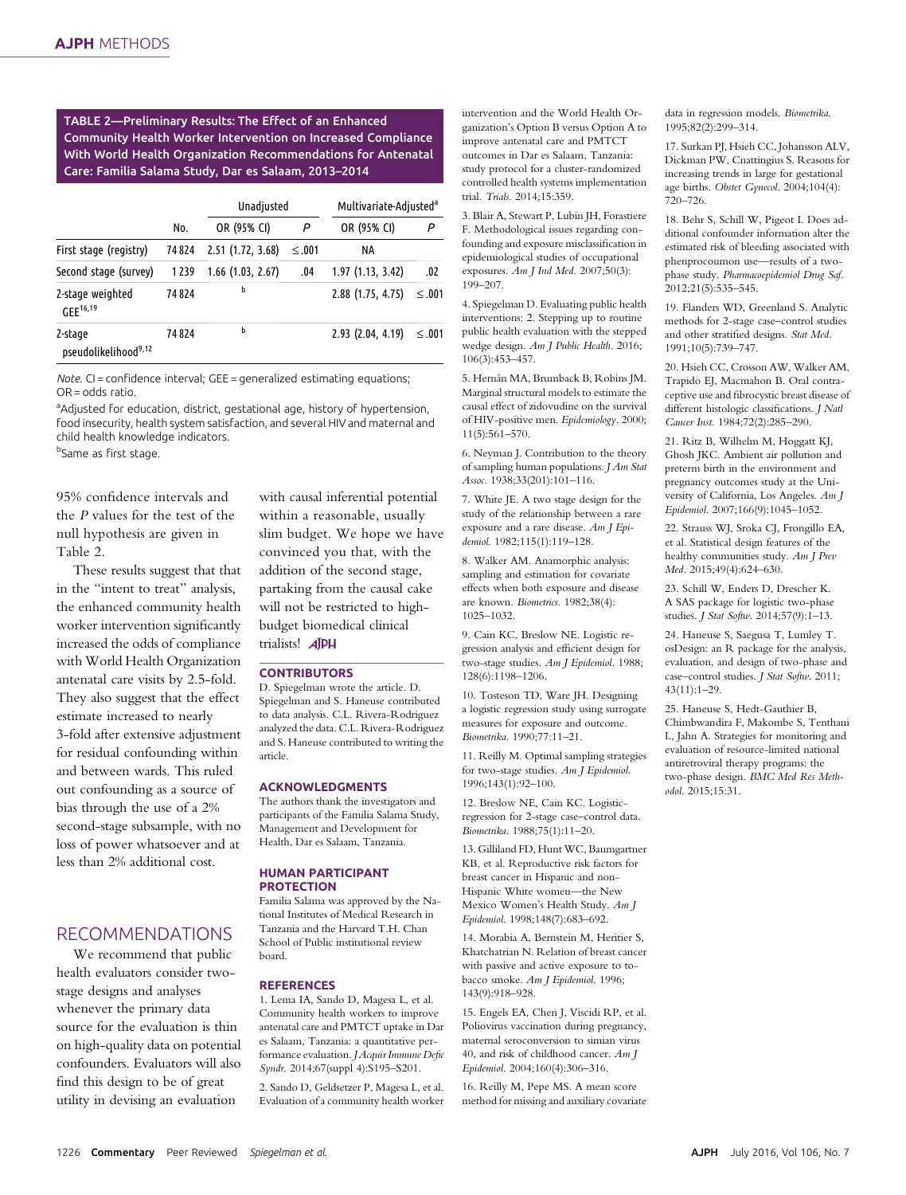TABLE 2—Preliminary Results: The Effect of an Enhanced Community Health Worker Intervention on Increased Compliance With World Health Organization Recommendations for Antenatal Care: Familia Salama Study, Dar es Salaam, 2013–2014

| | | Unadjusted | | Multivariate-Adjusted[a] | |
|---|---|---|---|---|---|
| | No. | OR (95% CI) | P | OR (95% CI) | P |
| First stage (registry) | 74 824 | 2.51 (1.72, 3.68) | ≤ .001 | NA | |
| Second stage (survey) | 1 239 | 1.66 (1.03, 2.67) | .04 | 1.97 (1.13, 3.42) | .02 |
| 2-stage weighted GEE[16,19] | 74 824 | [b] | | 2.88 (1.75, 4.75) | ≤ .001 |
| 2-stage pseudolikelihood[9,12] | 74 824 | [b] | | 2.93 (2.04, 4.19) | ≤ .001 |

*Note.* CI = confidence interval; GEE = generalized estimating equations; OR = odds ratio.

[a]Adjusted for education, district, gestational age, history of hypertension, food insecurity, health system satisfaction, and several HIV and maternal and child health knowledge indicators.

[b]Same as first stage.

95% confidence intervals and the *P* values for the test of the null hypothesis are given in Table 2.

These results suggest that that in the "intent to treat" analysis, the enhanced community health worker intervention significantly increased the odds of compliance with World Health Organization antenatal care visits by 2.5-fold. They also suggest that the effect estimate increased to nearly 3-fold after extensive adjustment for residual confounding within and between wards. This ruled out confounding as a source of bias through the use of a 2% second-stage subsample, with no loss of power whatsoever and at less than 2% additional cost.

## RECOMMENDATIONS

We recommend that public health evaluators consider two-stage designs and analyses whenever the primary data source for the evaluation is thin on high-quality data on potential confounders. Evaluators will also find this design to be of great utility in devising an evaluation with causal inferential potential within a reasonable, usually slim budget. We hope we have convinced you that, with the addition of the second stage, partaking from the causal cake will not be restricted to high-budget biomedical clinical trialists!

### CONTRIBUTORS

D. Spiegelman wrote the article. D. Spiegelman and S. Haneuse contributed to data analysis. C.L. Rivera-Rodriguez analyzed the data. C.L. Rivera-Rodriguez and S. Haneuse contributed to writing the article.

### ACKNOWLEDGMENTS

The authors thank the investigators and participants of the Familia Salama Study, Management and Development for Health, Dar es Salaam, Tanzania.

### HUMAN PARTICIPANT PROTECTION

Familia Salama was approved by the National Institutes of Medical Research in Tanzania and the Harvard T.H. Chan School of Public institutional review board.

### REFERENCES

1. Lema IA, Sando D, Magesa L, et al. Community health workers to improve antenatal care and PMTCT uptake in Dar es Salaam, Tanzania: a quantitative performance evaluation. *J Acquir Immune Defic Syndr.* 2014;67(suppl 4):S195–S201.

2. Sando D, Geldsetzer P, Magesa L, et al. Evaluation of a community health worker intervention and the World Health Organization's Option B versus Option A to improve antenatal care and PMTCT outcomes in Dar es Salaam, Tanzania: study protocol for a cluster-randomized controlled health systems implementation trial. *Trials.* 2014;15:359.

3. Blair A, Stewart P, Lubin JH, Forastiere F. Methodological issues regarding confounding and exposure misclassification in epidemiological studies of occupational exposures. *Am J Ind Med.* 2007;50(3):199–207.

4. Spiegelman D. Evaluating public health interventions: 2. Stepping up to routine public health evaluation with the stepped wedge design. *Am J Public Health.* 2016;106(3):453–457.

5. Hernán MA, Brumback B, Robins JM. Marginal structural models to estimate the causal effect of zidovudine on the survival of HIV-positive men. *Epidemiology.* 2000;11(5):561–570.

6. Neyman J. Contribution to the theory of sampling human populations. *J Am Stat Assoc.* 1938;33(201):101–116.

7. White JE. A two stage design for the study of the relationship between a rare exposure and a rare disease. *Am J Epidemiol.* 1982;115(1):119–128.

8. Walker AM. Anamorphic analysis: sampling and estimation for covariate effects when both exposure and disease are known. *Biometrics.* 1982;38(4):1025–1032.

9. Cain KC, Breslow NE. Logistic regression analysis and efficient design for two-stage studies. *Am J Epidemiol.* 1988;128(6):1198–1206.

10. Tosteson TD, Ware JH. Designing a logistic regression study using surrogate measures for exposure and outcome. *Biometrika.* 1990;77:11–21.

11. Reilly M. Optimal sampling strategies for two-stage studies. *Am J Epidemiol.* 1996;143(1):92–100.

12. Breslow NE, Cain KC. Logistic-regression analysis for 2-stage case–control data. *Biometrika.* 1988;75(1):11–20.

13. Gilliland FD, Hunt WC, Baumgartner KB, et al. Reproductive risk factors for breast cancer in Hispanic and non-Hispanic White women—the New Mexico Women's Health Study. *Am J Epidemiol.* 1998;148(7):683–692.

14. Morabia A, Bernstein M, Heritier S, Khatchatrian N. Relation of breast cancer with passive and active exposure to tobacco smoke. *Am J Epidemiol.* 1996;143(9):918–928.

15. Engels EA, Chen J, Viscidi RP, et al. Poliovirus vaccination during pregnancy, maternal seroconversion to simian virus 40, and risk of childhood cancer. *Am J Epidemiol.* 2004;160(4):306–316.

16. Reilly M, Pepe MS. A mean score method for missing and auxiliary covariate data in regression models. *Biometrika.* 1995;82(2):299–314.

17. Surkan PJ, Hsieh CC, Johansson ALV, Dickman PW, Cnattingius S. Reasons for increasing trends in large for gestational age births. *Obstet Gynecol.* 2004;104(4):720–726.

18. Behr S, Schill W, Pigeot I. Does additional confounder information alter the estimated risk of bleeding associated with phenprocoumon use—results of a two-phase study. *Pharmacoepidemiol Drug Saf.* 2012;21(5):535–545.

19. Flanders WD, Greenland S. Analytic methods for 2-stage case–control studies and other stratified designs. *Stat Med.* 1991;10(5):739–747.

20. Hsieh CC, Crosson AW, Walker AM, Trapido EJ, Macmahon B. Oral contraceptive use and fibrocystic breast disease of different histologic classifications. *J Natl Cancer Inst.* 1984;72(2):285–290.

21. Ritz B, Wilhelm M, Hoggatt KJ, Ghosh JKC. Ambient air pollution and preterm birth in the environment and pregnancy outcomes study at the University of California, Los Angeles. *Am J Epidemiol.* 2007;166(9):1045–1052.

22. Strauss WJ, Sroka CJ, Frongillo EA, et al. Statistical design features of the healthy communities study. *Am J Prev Med.* 2015;49(4):624–630.

23. Schill W, Enders D, Drescher K. A SAS package for logistic two-phase studies. *J Stat Softw.* 2014;57(9):1–13.

24. Haneuse S, Saegusa T, Lumley T. osDesign: an R package for the analysis, evaluation, and design of two-phase and case–control studies. *J Stat Softw.* 2011;43(11):1–29.

25. Haneuse S, Hedt-Gauthier B, Chimbwandira F, Makombe S, Tenthani L, Jahn A. Strategies for monitoring and evaluation of resource-limited national antiretroviral therapy programs: the two-phase design. *BMC Med Res Methodol.* 2015;15:31.